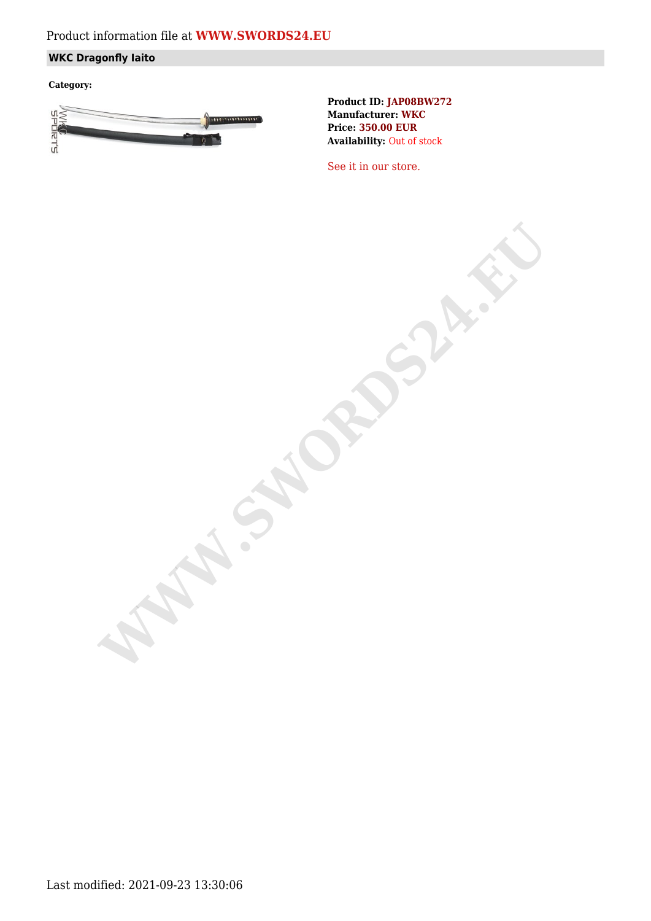Product information file at **WWW.SWORDS24.EU**

## WKC Dragonfly Iaito

**Category:**

**Product ID:** JAP08BW272
**Manufacturer:** WKC
**Price:** 350.00 EUR
**Availability:** Out of stock

See it in our store.

Last modified: 2021-09-23 13:30:06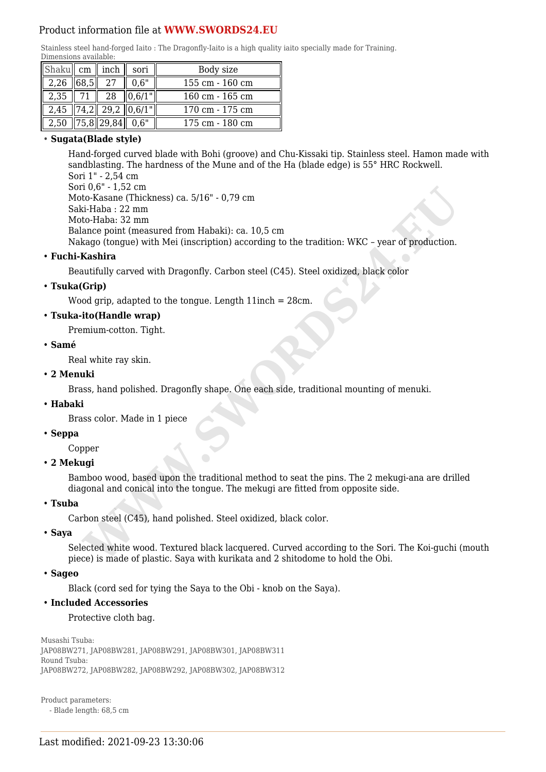Product information file at **WWW.SWORDS24.EU**

Stainless steel hand-forged Iaito : The Dragonfly-Iaito is a high quality iaito specially made for Training.
Dimensions available:

| Shaku | cm | inch | sori | Body size |
|---|---|---|---|---|
| 2,26 | 68,5 | 27 | 0,6" | 155 cm - 160 cm |
| 2,35 | 71 | 28 | 0,6/1" | 160 cm - 165 cm |
| 2,45 | 74,2 | 29,2 | 0,6/1" | 170 cm - 175 cm |
| 2,50 | 75,8 | 29,84 | 0,6" | 175 cm - 180 cm |

- **Sugata(Blade style)**

  Hand-forged curved blade with Bohi (groove) and Chu-Kissaki tip. Stainless steel. Hamon made with sandblasting. The hardness of the Mune and of the Ha (blade edge) is 55° HRC Rockwell.
  Sori 1" - 2,54 cm
  Sori 0,6" - 1,52 cm
  Moto-Kasane (Thickness) ca. 5/16" - 0,79 cm
  Saki-Haba : 22 mm
  Moto-Haba: 32 mm
  Balance point (measured from Habaki): ca. 10,5 cm
  Nakago (tongue) with Mei (inscription) according to the tradition: WKC – year of production.

- **Fuchi-Kashira**

  Beautifully carved with Dragonfly. Carbon steel (C45). Steel oxidized, black color

- **Tsuka(Grip)**

  Wood grip, adapted to the tongue. Length 11inch = 28cm.

- **Tsuka-ito(Handle wrap)**

  Premium-cotton. Tight.

- **Samé**

  Real white ray skin.

- **2 Menuki**

  Brass, hand polished. Dragonfly shape. One each side, traditional mounting of menuki.

- **Habaki**

  Brass color. Made in 1 piece

- **Seppa**

  Copper

- **2 Mekugi**

  Bamboo wood, based upon the traditional method to seat the pins. The 2 mekugi-ana are drilled diagonal and conical into the tongue. The mekugi are fitted from opposite side.

- **Tsuba**

  Carbon steel (C45), hand polished. Steel oxidized, black color.

- **Saya**

  Selected white wood. Textured black lacquered. Curved according to the Sori. The Koi-guchi (mouth piece) is made of plastic. Saya with kurikata and 2 shitodome to hold the Obi.

- **Sageo**

  Black (cord sed for tying the Saya to the Obi - knob on the Saya).

- **Included Accessories**

  Protective cloth bag.

Musashi Tsuba:
JAP08BW271, JAP08BW281, JAP08BW291, JAP08BW301, JAP08BW311
Round Tsuba:
JAP08BW272, JAP08BW282, JAP08BW292, JAP08BW302, JAP08BW312

Product parameters:
- Blade length: 68,5 cm

Last modified: 2021-09-23 13:30:06